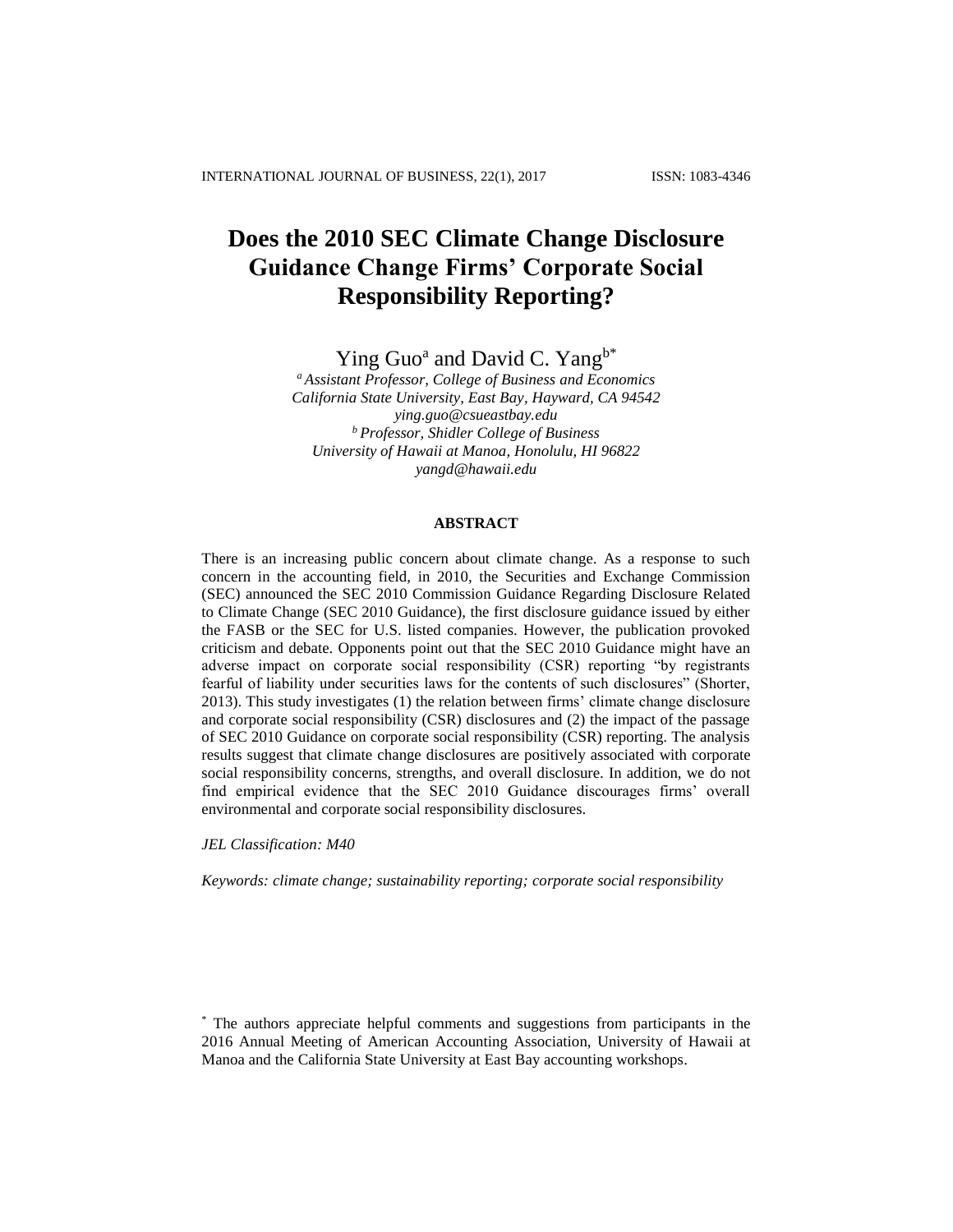# Does the 2010 SEC Climate Change Disclosure Guidance Change Firms' Corporate Social Responsibility Reporting?

Ying Guo[a] and David C. Yang[b*]

[a] *Assistant Professor, College of Business and Economics*
*California State University, East Bay, Hayward, CA 94542*
*ying.guo@csueastbay.edu*

[b] *Professor, Shidler College of Business*
*University of Hawaii at Manoa, Honolulu, HI 96822*
*yangd@hawaii.edu*

## ABSTRACT

There is an increasing public concern about climate change. As a response to such concern in the accounting field, in 2010, the Securities and Exchange Commission (SEC) announced the SEC 2010 Commission Guidance Regarding Disclosure Related to Climate Change (SEC 2010 Guidance), the first disclosure guidance issued by either the FASB or the SEC for U.S. listed companies. However, the publication provoked criticism and debate. Opponents point out that the SEC 2010 Guidance might have an adverse impact on corporate social responsibility (CSR) reporting "by registrants fearful of liability under securities laws for the contents of such disclosures" (Shorter, 2013). This study investigates (1) the relation between firms' climate change disclosure and corporate social responsibility (CSR) disclosures and (2) the impact of the passage of SEC 2010 Guidance on corporate social responsibility (CSR) reporting. The analysis results suggest that climate change disclosures are positively associated with corporate social responsibility concerns, strengths, and overall disclosure. In addition, we do not find empirical evidence that the SEC 2010 Guidance discourages firms' overall environmental and corporate social responsibility disclosures.

*JEL Classification: M40*

*Keywords: climate change; sustainability reporting; corporate social responsibility*

[*] The authors appreciate helpful comments and suggestions from participants in the 2016 Annual Meeting of American Accounting Association, University of Hawaii at Manoa and the California State University at East Bay accounting workshops.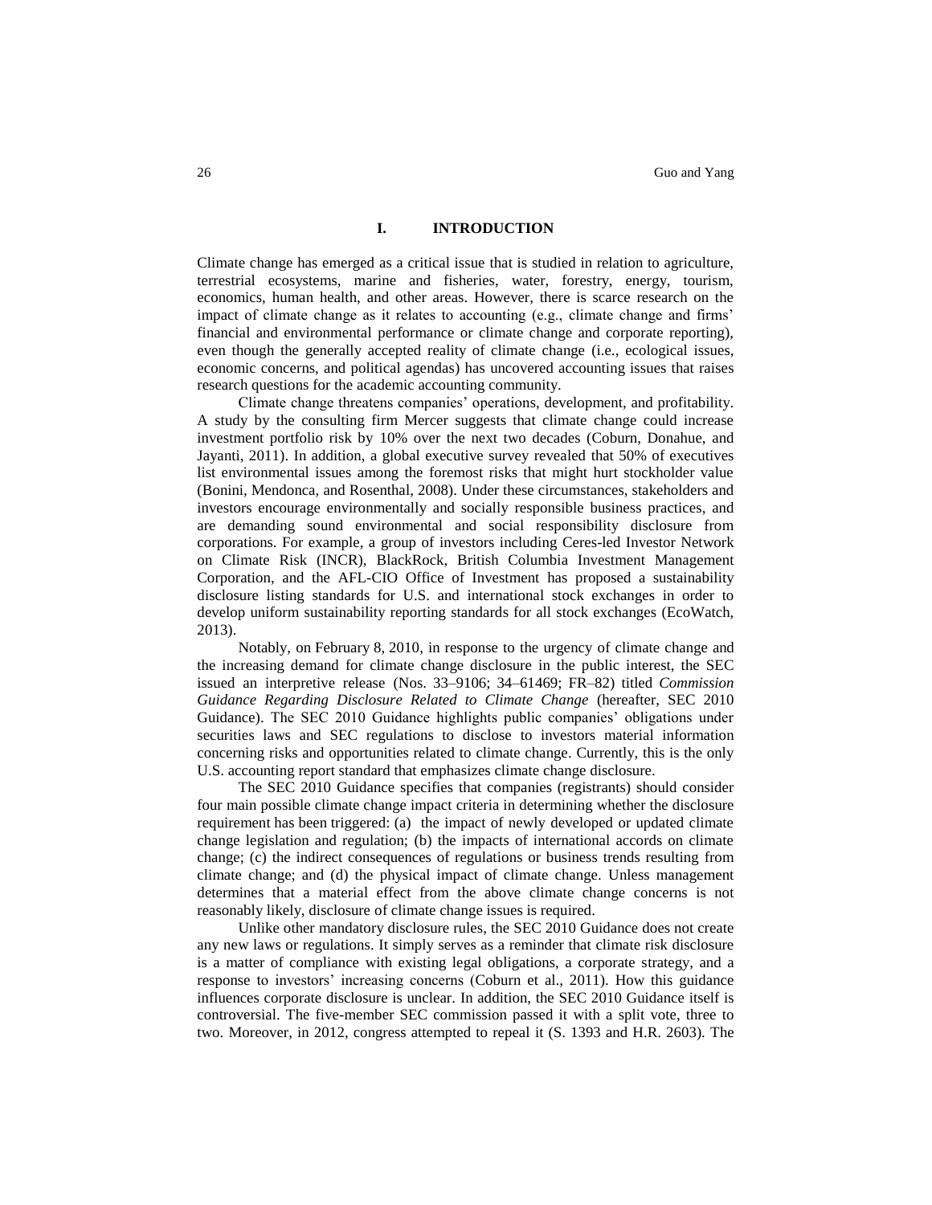## I. INTRODUCTION

Climate change has emerged as a critical issue that is studied in relation to agriculture, terrestrial ecosystems, marine and fisheries, water, forestry, energy, tourism, economics, human health, and other areas. However, there is scarce research on the impact of climate change as it relates to accounting (e.g., climate change and firms' financial and environmental performance or climate change and corporate reporting), even though the generally accepted reality of climate change (i.e., ecological issues, economic concerns, and political agendas) has uncovered accounting issues that raises research questions for the academic accounting community.

Climate change threatens companies' operations, development, and profitability. A study by the consulting firm Mercer suggests that climate change could increase investment portfolio risk by 10% over the next two decades (Coburn, Donahue, and Jayanti, 2011). In addition, a global executive survey revealed that 50% of executives list environmental issues among the foremost risks that might hurt stockholder value (Bonini, Mendonca, and Rosenthal, 2008). Under these circumstances, stakeholders and investors encourage environmentally and socially responsible business practices, and are demanding sound environmental and social responsibility disclosure from corporations. For example, a group of investors including Ceres-led Investor Network on Climate Risk (INCR), BlackRock, British Columbia Investment Management Corporation, and the AFL-CIO Office of Investment has proposed a sustainability disclosure listing standards for U.S. and international stock exchanges in order to develop uniform sustainability reporting standards for all stock exchanges (EcoWatch, 2013).

Notably, on February 8, 2010, in response to the urgency of climate change and the increasing demand for climate change disclosure in the public interest, the SEC issued an interpretive release (Nos. 33–9106; 34–61469; FR–82) titled *Commission Guidance Regarding Disclosure Related to Climate Change* (hereafter, SEC 2010 Guidance). The SEC 2010 Guidance highlights public companies' obligations under securities laws and SEC regulations to disclose to investors material information concerning risks and opportunities related to climate change. Currently, this is the only U.S. accounting report standard that emphasizes climate change disclosure.

The SEC 2010 Guidance specifies that companies (registrants) should consider four main possible climate change impact criteria in determining whether the disclosure requirement has been triggered: (a) the impact of newly developed or updated climate change legislation and regulation; (b) the impacts of international accords on climate change; (c) the indirect consequences of regulations or business trends resulting from climate change; and (d) the physical impact of climate change. Unless management determines that a material effect from the above climate change concerns is not reasonably likely, disclosure of climate change issues is required.

Unlike other mandatory disclosure rules, the SEC 2010 Guidance does not create any new laws or regulations. It simply serves as a reminder that climate risk disclosure is a matter of compliance with existing legal obligations, a corporate strategy, and a response to investors' increasing concerns (Coburn et al., 2011). How this guidance influences corporate disclosure is unclear. In addition, the SEC 2010 Guidance itself is controversial. The five-member SEC commission passed it with a split vote, three to two. Moreover, in 2012, congress attempted to repeal it (S. 1393 and H.R. 2603). The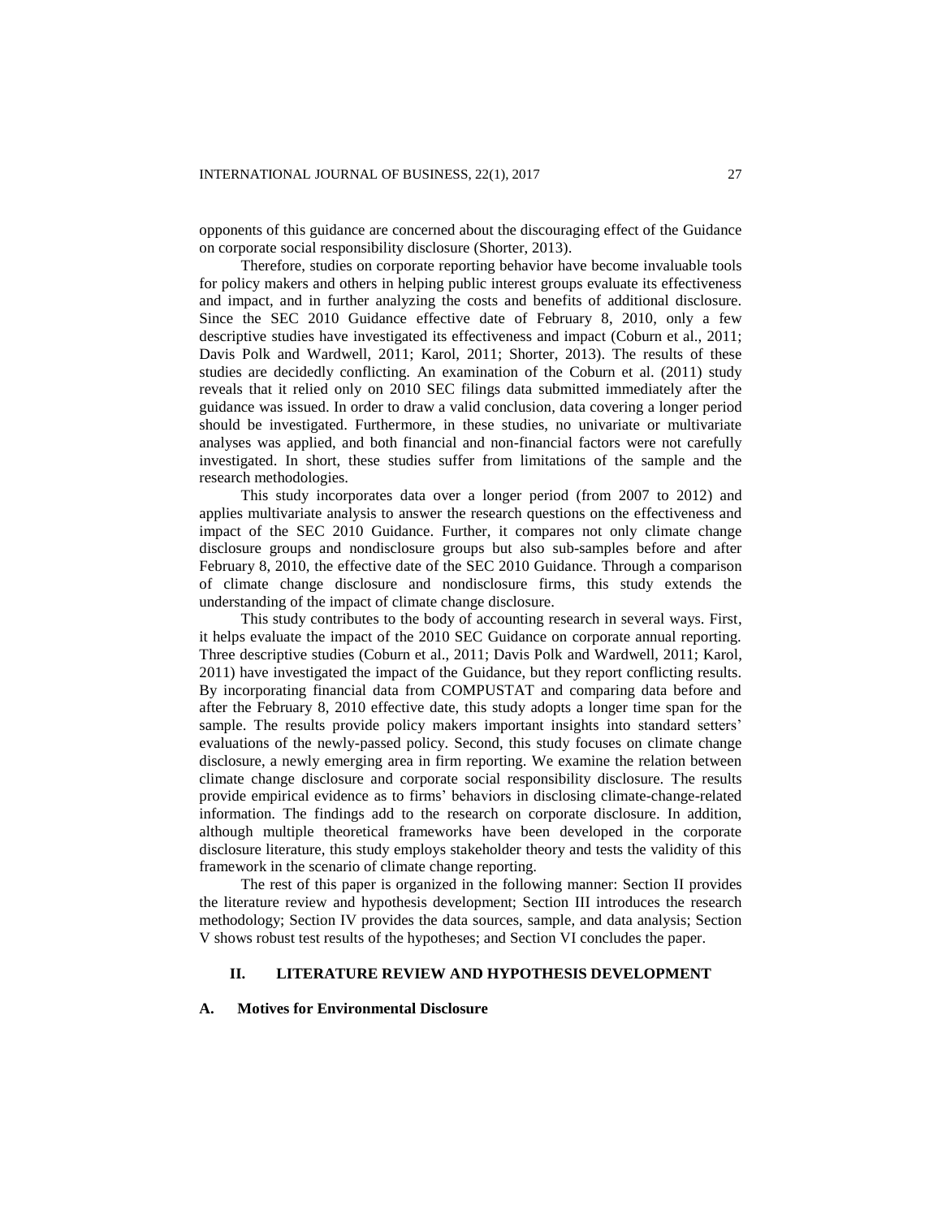opponents of this guidance are concerned about the discouraging effect of the Guidance on corporate social responsibility disclosure (Shorter, 2013).

Therefore, studies on corporate reporting behavior have become invaluable tools for policy makers and others in helping public interest groups evaluate its effectiveness and impact, and in further analyzing the costs and benefits of additional disclosure. Since the SEC 2010 Guidance effective date of February 8, 2010, only a few descriptive studies have investigated its effectiveness and impact (Coburn et al., 2011; Davis Polk and Wardwell, 2011; Karol, 2011; Shorter, 2013). The results of these studies are decidedly conflicting. An examination of the Coburn et al. (2011) study reveals that it relied only on 2010 SEC filings data submitted immediately after the guidance was issued. In order to draw a valid conclusion, data covering a longer period should be investigated. Furthermore, in these studies, no univariate or multivariate analyses was applied, and both financial and non-financial factors were not carefully investigated. In short, these studies suffer from limitations of the sample and the research methodologies.

This study incorporates data over a longer period (from 2007 to 2012) and applies multivariate analysis to answer the research questions on the effectiveness and impact of the SEC 2010 Guidance. Further, it compares not only climate change disclosure groups and nondisclosure groups but also sub-samples before and after February 8, 2010, the effective date of the SEC 2010 Guidance. Through a comparison of climate change disclosure and nondisclosure firms, this study extends the understanding of the impact of climate change disclosure.

This study contributes to the body of accounting research in several ways. First, it helps evaluate the impact of the 2010 SEC Guidance on corporate annual reporting. Three descriptive studies (Coburn et al., 2011; Davis Polk and Wardwell, 2011; Karol, 2011) have investigated the impact of the Guidance, but they report conflicting results. By incorporating financial data from COMPUSTAT and comparing data before and after the February 8, 2010 effective date, this study adopts a longer time span for the sample. The results provide policy makers important insights into standard setters' evaluations of the newly-passed policy. Second, this study focuses on climate change disclosure, a newly emerging area in firm reporting. We examine the relation between climate change disclosure and corporate social responsibility disclosure. The results provide empirical evidence as to firms' behaviors in disclosing climate-change-related information. The findings add to the research on corporate disclosure. In addition, although multiple theoretical frameworks have been developed in the corporate disclosure literature, this study employs stakeholder theory and tests the validity of this framework in the scenario of climate change reporting.

The rest of this paper is organized in the following manner: Section II provides the literature review and hypothesis development; Section III introduces the research methodology; Section IV provides the data sources, sample, and data analysis; Section V shows robust test results of the hypotheses; and Section VI concludes the paper.

## II. LITERATURE REVIEW AND HYPOTHESIS DEVELOPMENT

### A. Motives for Environmental Disclosure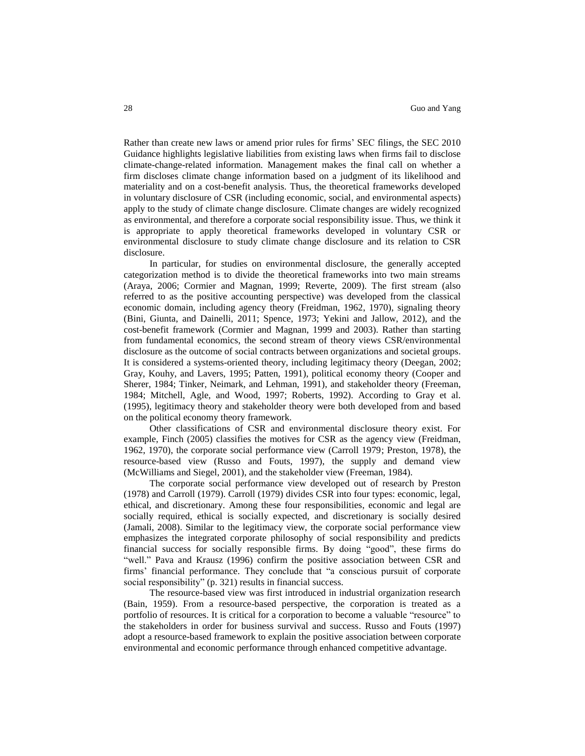Rather than create new laws or amend prior rules for firms' SEC filings, the SEC 2010 Guidance highlights legislative liabilities from existing laws when firms fail to disclose climate-change-related information. Management makes the final call on whether a firm discloses climate change information based on a judgment of its likelihood and materiality and on a cost-benefit analysis. Thus, the theoretical frameworks developed in voluntary disclosure of CSR (including economic, social, and environmental aspects) apply to the study of climate change disclosure. Climate changes are widely recognized as environmental, and therefore a corporate social responsibility issue. Thus, we think it is appropriate to apply theoretical frameworks developed in voluntary CSR or environmental disclosure to study climate change disclosure and its relation to CSR disclosure.

In particular, for studies on environmental disclosure, the generally accepted categorization method is to divide the theoretical frameworks into two main streams (Araya, 2006; Cormier and Magnan, 1999; Reverte, 2009). The first stream (also referred to as the positive accounting perspective) was developed from the classical economic domain, including agency theory (Freidman, 1962, 1970), signaling theory (Bini, Giunta, and Dainelli, 2011; Spence, 1973; Yekini and Jallow, 2012), and the cost-benefit framework (Cormier and Magnan, 1999 and 2003). Rather than starting from fundamental economics, the second stream of theory views CSR/environmental disclosure as the outcome of social contracts between organizations and societal groups. It is considered a systems-oriented theory, including legitimacy theory (Deegan, 2002; Gray, Kouhy, and Lavers, 1995; Patten, 1991), political economy theory (Cooper and Sherer, 1984; Tinker, Neimark, and Lehman, 1991), and stakeholder theory (Freeman, 1984; Mitchell, Agle, and Wood, 1997; Roberts, 1992). According to Gray et al. (1995), legitimacy theory and stakeholder theory were both developed from and based on the political economy theory framework.

Other classifications of CSR and environmental disclosure theory exist. For example, Finch (2005) classifies the motives for CSR as the agency view (Freidman, 1962, 1970), the corporate social performance view (Carroll 1979; Preston, 1978), the resource-based view (Russo and Fouts, 1997), the supply and demand view (McWilliams and Siegel, 2001), and the stakeholder view (Freeman, 1984).

The corporate social performance view developed out of research by Preston (1978) and Carroll (1979). Carroll (1979) divides CSR into four types: economic, legal, ethical, and discretionary. Among these four responsibilities, economic and legal are socially required, ethical is socially expected, and discretionary is socially desired (Jamali, 2008). Similar to the legitimacy view, the corporate social performance view emphasizes the integrated corporate philosophy of social responsibility and predicts financial success for socially responsible firms. By doing "good", these firms do "well." Pava and Krausz (1996) confirm the positive association between CSR and firms' financial performance. They conclude that "a conscious pursuit of corporate social responsibility" (p. 321) results in financial success.

The resource-based view was first introduced in industrial organization research (Bain, 1959). From a resource-based perspective, the corporation is treated as a portfolio of resources. It is critical for a corporation to become a valuable "resource" to the stakeholders in order for business survival and success. Russo and Fouts (1997) adopt a resource-based framework to explain the positive association between corporate environmental and economic performance through enhanced competitive advantage.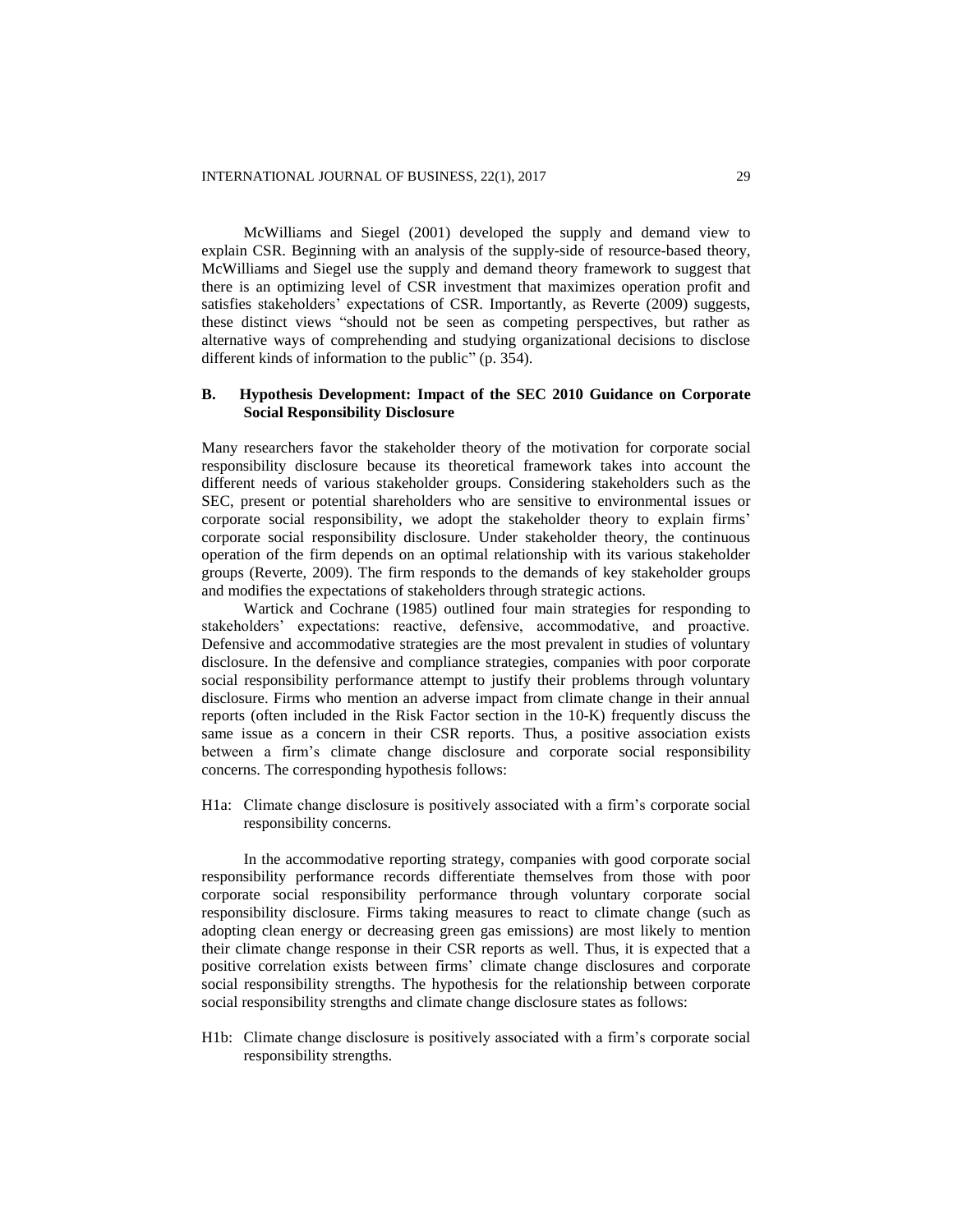McWilliams and Siegel (2001) developed the supply and demand view to explain CSR. Beginning with an analysis of the supply-side of resource-based theory, McWilliams and Siegel use the supply and demand theory framework to suggest that there is an optimizing level of CSR investment that maximizes operation profit and satisfies stakeholders' expectations of CSR. Importantly, as Reverte (2009) suggests, these distinct views "should not be seen as competing perspectives, but rather as alternative ways of comprehending and studying organizational decisions to disclose different kinds of information to the public" (p. 354).

### B. Hypothesis Development: Impact of the SEC 2010 Guidance on Corporate Social Responsibility Disclosure

Many researchers favor the stakeholder theory of the motivation for corporate social responsibility disclosure because its theoretical framework takes into account the different needs of various stakeholder groups. Considering stakeholders such as the SEC, present or potential shareholders who are sensitive to environmental issues or corporate social responsibility, we adopt the stakeholder theory to explain firms' corporate social responsibility disclosure. Under stakeholder theory, the continuous operation of the firm depends on an optimal relationship with its various stakeholder groups (Reverte, 2009). The firm responds to the demands of key stakeholder groups and modifies the expectations of stakeholders through strategic actions.

Wartick and Cochrane (1985) outlined four main strategies for responding to stakeholders' expectations: reactive, defensive, accommodative, and proactive. Defensive and accommodative strategies are the most prevalent in studies of voluntary disclosure. In the defensive and compliance strategies, companies with poor corporate social responsibility performance attempt to justify their problems through voluntary disclosure. Firms who mention an adverse impact from climate change in their annual reports (often included in the Risk Factor section in the 10-K) frequently discuss the same issue as a concern in their CSR reports. Thus, a positive association exists between a firm's climate change disclosure and corporate social responsibility concerns. The corresponding hypothesis follows:

H1a: Climate change disclosure is positively associated with a firm's corporate social responsibility concerns.

In the accommodative reporting strategy, companies with good corporate social responsibility performance records differentiate themselves from those with poor corporate social responsibility performance through voluntary corporate social responsibility disclosure. Firms taking measures to react to climate change (such as adopting clean energy or decreasing green gas emissions) are most likely to mention their climate change response in their CSR reports as well. Thus, it is expected that a positive correlation exists between firms' climate change disclosures and corporate social responsibility strengths. The hypothesis for the relationship between corporate social responsibility strengths and climate change disclosure states as follows:

H1b: Climate change disclosure is positively associated with a firm's corporate social responsibility strengths.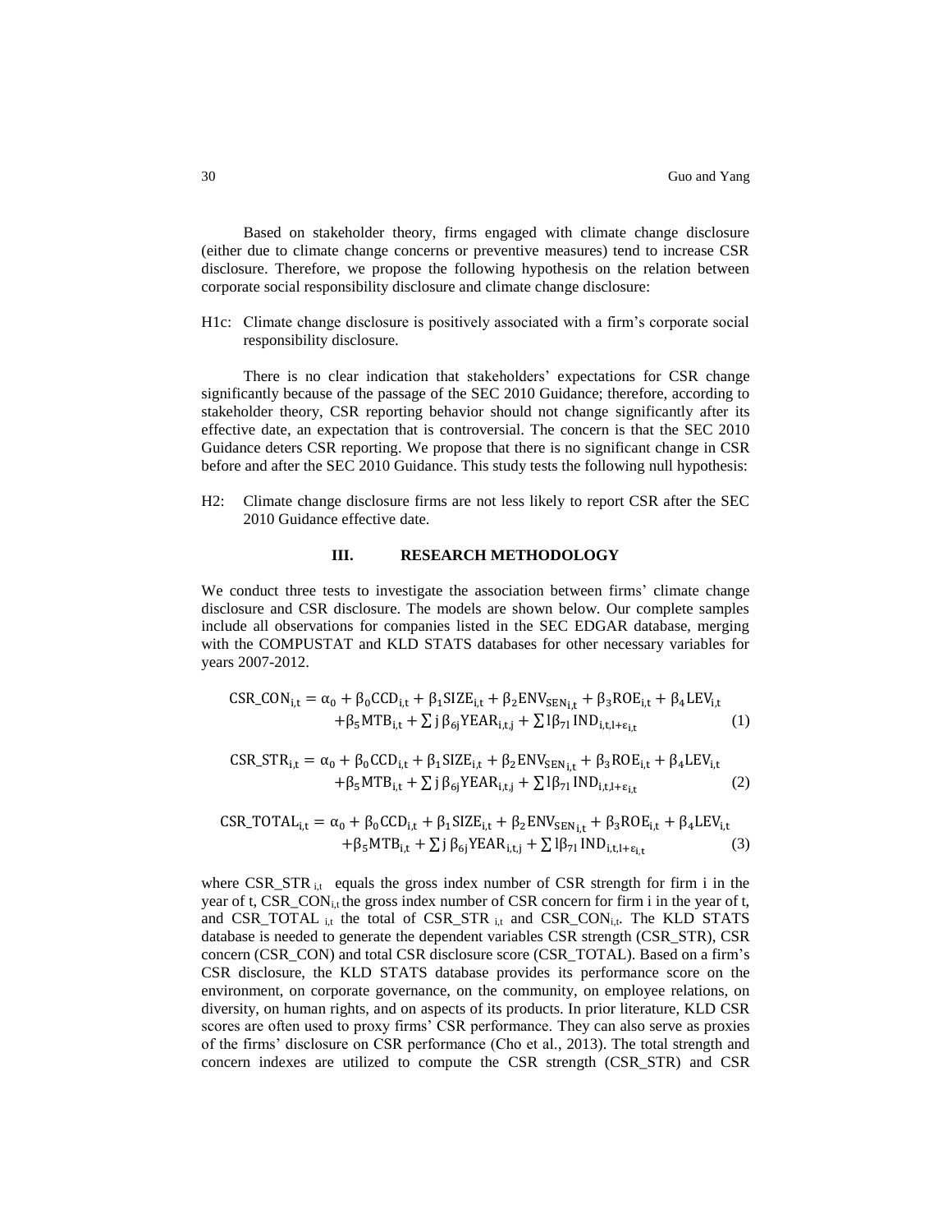Based on stakeholder theory, firms engaged with climate change disclosure (either due to climate change concerns or preventive measures) tend to increase CSR disclosure. Therefore, we propose the following hypothesis on the relation between corporate social responsibility disclosure and climate change disclosure:

H1c: Climate change disclosure is positively associated with a firm's corporate social responsibility disclosure.

There is no clear indication that stakeholders' expectations for CSR change significantly because of the passage of the SEC 2010 Guidance; therefore, according to stakeholder theory, CSR reporting behavior should not change significantly after its effective date, an expectation that is controversial. The concern is that the SEC 2010 Guidance deters CSR reporting. We propose that there is no significant change in CSR before and after the SEC 2010 Guidance. This study tests the following null hypothesis:

H2: Climate change disclosure firms are not less likely to report CSR after the SEC 2010 Guidance effective date.

## III. RESEARCH METHODOLOGY

We conduct three tests to investigate the association between firms' climate change disclosure and CSR disclosure. The models are shown below. Our complete samples include all observations for companies listed in the SEC EDGAR database, merging with the COMPUSTAT and KLD STATS databases for other necessary variables for years 2007-2012.

$$\mathrm{CSR\_CON}_{i,t} = \alpha_0 + \beta_0 \mathrm{CCD}_{i,t} + \beta_1 \mathrm{SIZE}_{i,t} + \beta_2 \mathrm{ENV}_{\mathrm{SEN}_{i,t}} + \beta_3 \mathrm{ROE}_{i,t} + \beta_4 \mathrm{LEV}_{i,t} + \beta_5 \mathrm{MTB}_{i,t} + \sum j\,\beta_{6j} \mathrm{YEAR}_{i,t,j} + \sum l \beta_{7l}\, \mathrm{IND}_{i,t,l+\varepsilon_{i,t}} \qquad (1)$$

$$\mathrm{CSR\_STR}_{i,t} = \alpha_0 + \beta_0 \mathrm{CCD}_{i,t} + \beta_1 \mathrm{SIZE}_{i,t} + \beta_2 \mathrm{ENV}_{\mathrm{SEN}_{i,t}} + \beta_3 \mathrm{ROE}_{i,t} + \beta_4 \mathrm{LEV}_{i,t} + \beta_5 \mathrm{MTB}_{i,t} + \sum j\,\beta_{6j} \mathrm{YEAR}_{i,t,j} + \sum l \beta_{7l}\, \mathrm{IND}_{i,t,l+\varepsilon_{i,t}} \qquad (2)$$

$$\mathrm{CSR\_TOTAL}_{i,t} = \alpha_0 + \beta_0 \mathrm{CCD}_{i,t} + \beta_1 \mathrm{SIZE}_{i,t} + \beta_2 \mathrm{ENV}_{\mathrm{SEN}_{i,t}} + \beta_3 \mathrm{ROE}_{i,t} + \beta_4 \mathrm{LEV}_{i,t} + \beta_5 \mathrm{MTB}_{i,t} + \sum j\,\beta_{6j} \mathrm{YEAR}_{i,t,j} + \sum l \beta_{7l}\, \mathrm{IND}_{i,t,l+\varepsilon_{i,t}} \qquad (3)$$

where $\mathrm{CSR\_STR}_{i,t}$ equals the gross index number of CSR strength for firm i in the year of t, $\mathrm{CSR\_CON}_{i,t}$ the gross index number of CSR concern for firm i in the year of t, and $\mathrm{CSR\_TOTAL}_{i,t}$ the total of $\mathrm{CSR\_STR}_{i,t}$ and $\mathrm{CSR\_CON}_{i,t}$. The KLD STATS database is needed to generate the dependent variables CSR strength (CSR_STR), CSR concern (CSR_CON) and total CSR disclosure score (CSR_TOTAL). Based on a firm's CSR disclosure, the KLD STATS database provides its performance score on the environment, on corporate governance, on the community, on employee relations, on diversity, on human rights, and on aspects of its products. In prior literature, KLD CSR scores are often used to proxy firms' CSR performance. They can also serve as proxies of the firms' disclosure on CSR performance (Cho et al., 2013). The total strength and concern indexes are utilized to compute the CSR strength (CSR_STR) and CSR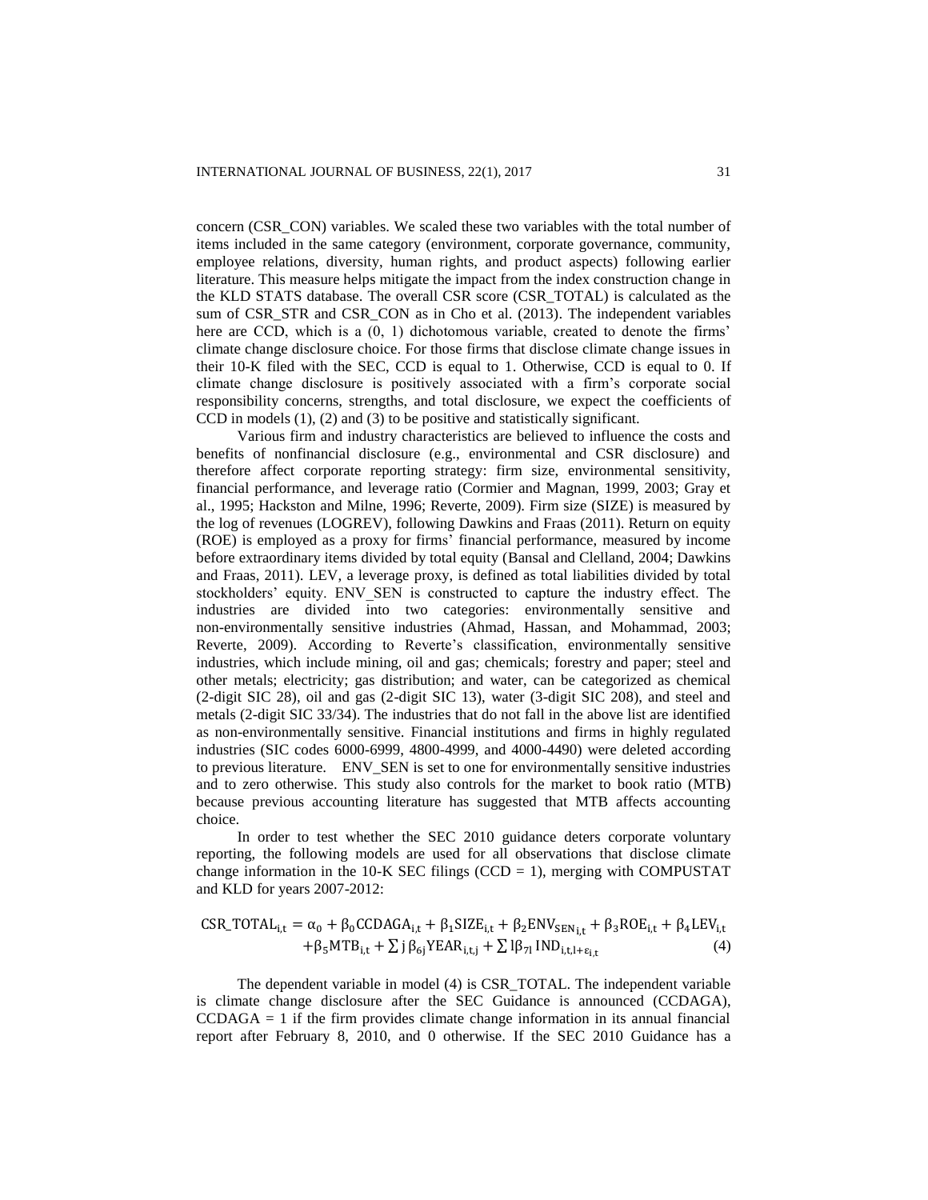concern (CSR_CON) variables. We scaled these two variables with the total number of items included in the same category (environment, corporate governance, community, employee relations, diversity, human rights, and product aspects) following earlier literature. This measure helps mitigate the impact from the index construction change in the KLD STATS database. The overall CSR score (CSR_TOTAL) is calculated as the sum of CSR_STR and CSR_CON as in Cho et al. (2013). The independent variables here are CCD, which is a (0, 1) dichotomous variable, created to denote the firms' climate change disclosure choice. For those firms that disclose climate change issues in their 10-K filed with the SEC, CCD is equal to 1. Otherwise, CCD is equal to 0. If climate change disclosure is positively associated with a firm's corporate social responsibility concerns, strengths, and total disclosure, we expect the coefficients of CCD in models (1), (2) and (3) to be positive and statistically significant.

Various firm and industry characteristics are believed to influence the costs and benefits of nonfinancial disclosure (e.g., environmental and CSR disclosure) and therefore affect corporate reporting strategy: firm size, environmental sensitivity, financial performance, and leverage ratio (Cormier and Magnan, 1999, 2003; Gray et al., 1995; Hackston and Milne, 1996; Reverte, 2009). Firm size (SIZE) is measured by the log of revenues (LOGREV), following Dawkins and Fraas (2011). Return on equity (ROE) is employed as a proxy for firms' financial performance, measured by income before extraordinary items divided by total equity (Bansal and Clelland, 2004; Dawkins and Fraas, 2011). LEV, a leverage proxy, is defined as total liabilities divided by total stockholders' equity. ENV_SEN is constructed to capture the industry effect. The industries are divided into two categories: environmentally sensitive and non-environmentally sensitive industries (Ahmad, Hassan, and Mohammad, 2003; Reverte, 2009). According to Reverte's classification, environmentally sensitive industries, which include mining, oil and gas; chemicals; forestry and paper; steel and other metals; electricity; gas distribution; and water, can be categorized as chemical (2-digit SIC 28), oil and gas (2-digit SIC 13), water (3-digit SIC 208), and steel and metals (2-digit SIC 33/34). The industries that do not fall in the above list are identified as non-environmentally sensitive. Financial institutions and firms in highly regulated industries (SIC codes 6000-6999, 4800-4999, and 4000-4490) were deleted according to previous literature. ENV_SEN is set to one for environmentally sensitive industries and to zero otherwise. This study also controls for the market to book ratio (MTB) because previous accounting literature has suggested that MTB affects accounting choice.

In order to test whether the SEC 2010 guidance deters corporate voluntary reporting, the following models are used for all observations that disclose climate change information in the 10-K SEC filings (CCD = 1), merging with COMPUSTAT and KLD for years 2007-2012:

$$\mathrm{CSR\_TOTAL}_{i,t} = \alpha_0 + \beta_0 \mathrm{CCDAGA}_{i,t} + \beta_1 \mathrm{SIZE}_{i,t} + \beta_2 \mathrm{ENV}_{\mathrm{SEN}_{i,t}} + \beta_3 \mathrm{ROE}_{i,t} + \beta_4 \mathrm{LEV}_{i,t} + \beta_5 \mathrm{MTB}_{i,t} + \sum j\, \beta_{6j} \mathrm{YEAR}_{i,t,j} + \sum l \beta_{7l}\, \mathrm{IND}_{i,t,l+\varepsilon_{i,t}} \tag{4}$$

The dependent variable in model (4) is CSR_TOTAL. The independent variable is climate change disclosure after the SEC Guidance is announced (CCDAGA), CCDAGA = 1 if the firm provides climate change information in its annual financial report after February 8, 2010, and 0 otherwise. If the SEC 2010 Guidance has a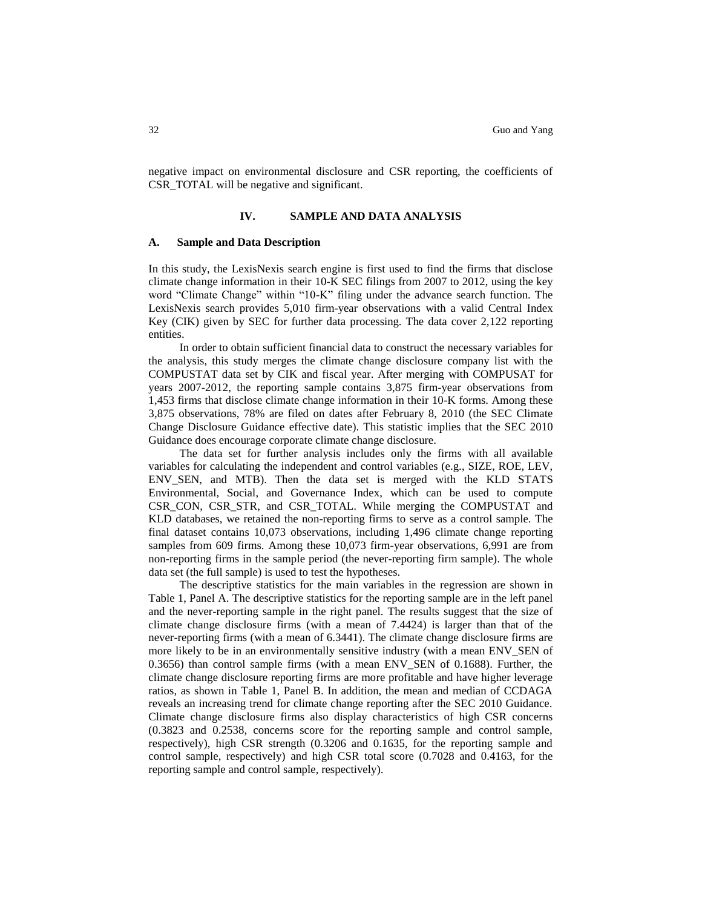negative impact on environmental disclosure and CSR reporting, the coefficients of CSR_TOTAL will be negative and significant.

## IV. SAMPLE AND DATA ANALYSIS

### A. Sample and Data Description

In this study, the LexisNexis search engine is first used to find the firms that disclose climate change information in their 10-K SEC filings from 2007 to 2012, using the key word "Climate Change" within "10-K" filing under the advance search function. The LexisNexis search provides 5,010 firm-year observations with a valid Central Index Key (CIK) given by SEC for further data processing. The data cover 2,122 reporting entities.

In order to obtain sufficient financial data to construct the necessary variables for the analysis, this study merges the climate change disclosure company list with the COMPUSTAT data set by CIK and fiscal year. After merging with COMPUSAT for years 2007-2012, the reporting sample contains 3,875 firm-year observations from 1,453 firms that disclose climate change information in their 10-K forms. Among these 3,875 observations, 78% are filed on dates after February 8, 2010 (the SEC Climate Change Disclosure Guidance effective date). This statistic implies that the SEC 2010 Guidance does encourage corporate climate change disclosure.

The data set for further analysis includes only the firms with all available variables for calculating the independent and control variables (e.g., SIZE, ROE, LEV, ENV_SEN, and MTB). Then the data set is merged with the KLD STATS Environmental, Social, and Governance Index, which can be used to compute CSR_CON, CSR_STR, and CSR_TOTAL. While merging the COMPUSTAT and KLD databases, we retained the non-reporting firms to serve as a control sample. The final dataset contains 10,073 observations, including 1,496 climate change reporting samples from 609 firms. Among these 10,073 firm-year observations, 6,991 are from non-reporting firms in the sample period (the never-reporting firm sample). The whole data set (the full sample) is used to test the hypotheses.

The descriptive statistics for the main variables in the regression are shown in Table 1, Panel A. The descriptive statistics for the reporting sample are in the left panel and the never-reporting sample in the right panel. The results suggest that the size of climate change disclosure firms (with a mean of 7.4424) is larger than that of the never-reporting firms (with a mean of 6.3441). The climate change disclosure firms are more likely to be in an environmentally sensitive industry (with a mean ENV_SEN of 0.3656) than control sample firms (with a mean ENV_SEN of 0.1688). Further, the climate change disclosure reporting firms are more profitable and have higher leverage ratios, as shown in Table 1, Panel B. In addition, the mean and median of CCDAGA reveals an increasing trend for climate change reporting after the SEC 2010 Guidance. Climate change disclosure firms also display characteristics of high CSR concerns (0.3823 and 0.2538, concerns score for the reporting sample and control sample, respectively), high CSR strength (0.3206 and 0.1635, for the reporting sample and control sample, respectively) and high CSR total score (0.7028 and 0.4163, for the reporting sample and control sample, respectively).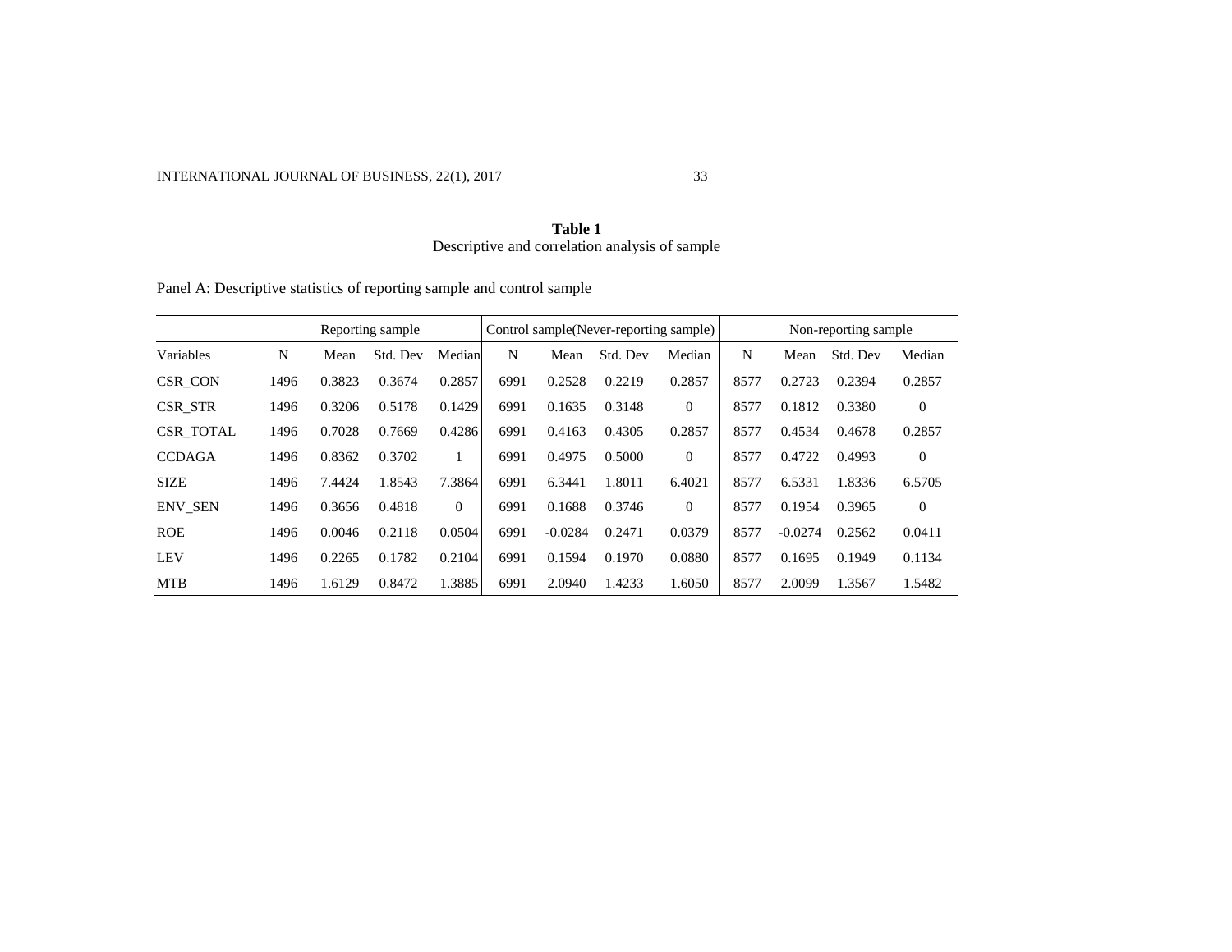**Table 1**
Descriptive and correlation analysis of sample

Panel A: Descriptive statistics of reporting sample and control sample

| | Reporting sample | | | | Control sample(Never-reporting sample) | | | | Non-reporting sample | | | |
|---|---|---|---|---|---|---|---|---|---|---|---|---|
| Variables | N | Mean | Std. Dev | Median | N | Mean | Std. Dev | Median | N | Mean | Std. Dev | Median |
| CSR_CON | 1496 | 0.3823 | 0.3674 | 0.2857 | 6991 | 0.2528 | 0.2219 | 0.2857 | 8577 | 0.2723 | 0.2394 | 0.2857 |
| CSR_STR | 1496 | 0.3206 | 0.5178 | 0.1429 | 6991 | 0.1635 | 0.3148 | 0 | 8577 | 0.1812 | 0.3380 | 0 |
| CSR_TOTAL | 1496 | 0.7028 | 0.7669 | 0.4286 | 6991 | 0.4163 | 0.4305 | 0.2857 | 8577 | 0.4534 | 0.4678 | 0.2857 |
| CCDAGA | 1496 | 0.8362 | 0.3702 | 1 | 6991 | 0.4975 | 0.5000 | 0 | 8577 | 0.4722 | 0.4993 | 0 |
| SIZE | 1496 | 7.4424 | 1.8543 | 7.3864 | 6991 | 6.3441 | 1.8011 | 6.4021 | 8577 | 6.5331 | 1.8336 | 6.5705 |
| ENV_SEN | 1496 | 0.3656 | 0.4818 | 0 | 6991 | 0.1688 | 0.3746 | 0 | 8577 | 0.1954 | 0.3965 | 0 |
| ROE | 1496 | 0.0046 | 0.2118 | 0.0504 | 6991 | -0.0284 | 0.2471 | 0.0379 | 8577 | -0.0274 | 0.2562 | 0.0411 |
| LEV | 1496 | 0.2265 | 0.1782 | 0.2104 | 6991 | 0.1594 | 0.1970 | 0.0880 | 8577 | 0.1695 | 0.1949 | 0.1134 |
| MTB | 1496 | 1.6129 | 0.8472 | 1.3885 | 6991 | 2.0940 | 1.4233 | 1.6050 | 8577 | 2.0099 | 1.3567 | 1.5482 |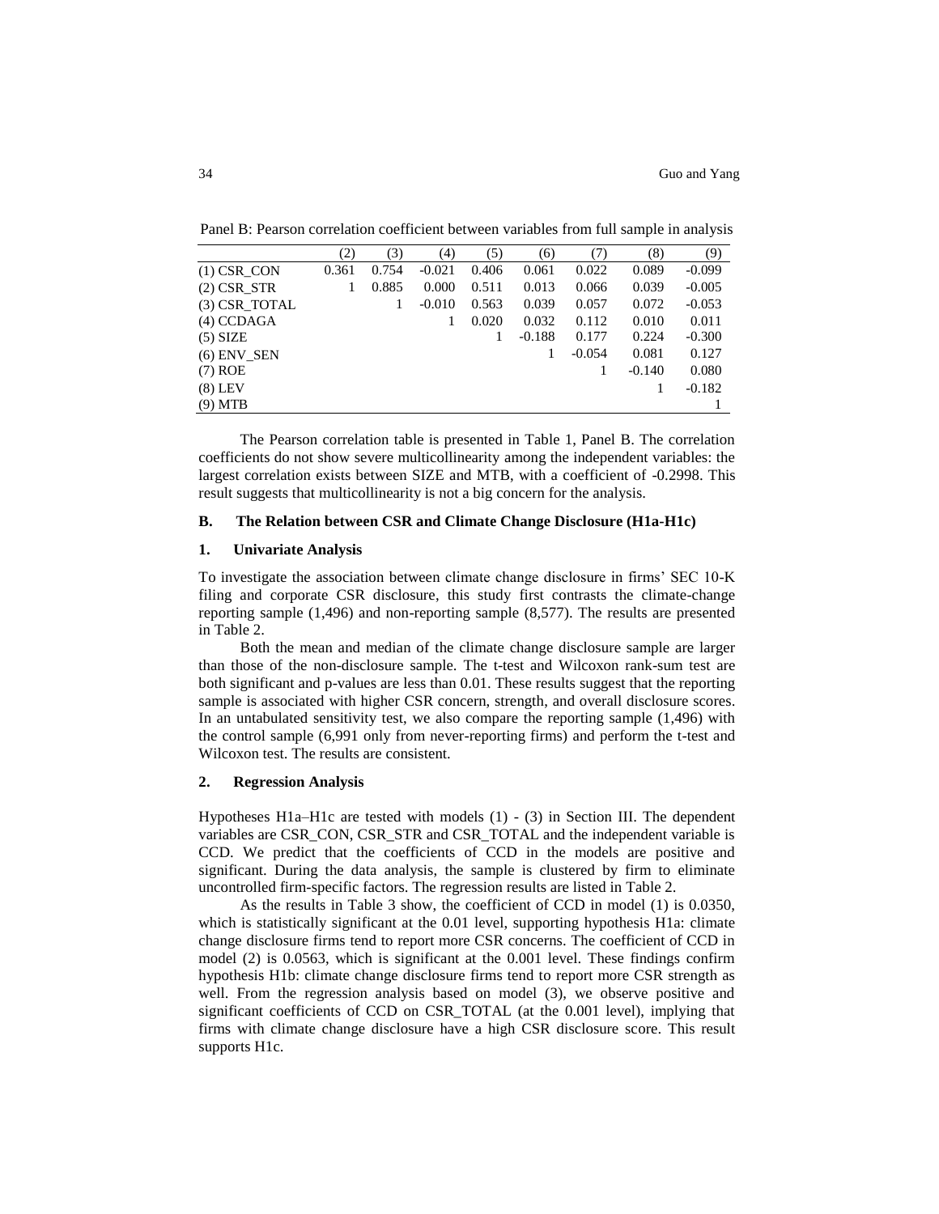Panel B: Pearson correlation coefficient between variables from full sample in analysis

| | (2) | (3) | (4) | (5) | (6) | (7) | (8) | (9) |
|---|---|---|---|---|---|---|---|---|
| (1) CSR_CON | 0.361 | 0.754 | -0.021 | 0.406 | 0.061 | 0.022 | 0.089 | -0.099 |
| (2) CSR_STR | 1 | 0.885 | 0.000 | 0.511 | 0.013 | 0.066 | 0.039 | -0.005 |
| (3) CSR_TOTAL | | 1 | -0.010 | 0.563 | 0.039 | 0.057 | 0.072 | -0.053 |
| (4) CCDAGA | | | 1 | 0.020 | 0.032 | 0.112 | 0.010 | 0.011 |
| (5) SIZE | | | | 1 | -0.188 | 0.177 | 0.224 | -0.300 |
| (6) ENV_SEN | | | | | 1 | -0.054 | 0.081 | 0.127 |
| (7) ROE | | | | | | 1 | -0.140 | 0.080 |
| (8) LEV | | | | | | | 1 | -0.182 |
| (9) MTB | | | | | | | | 1 |

The Pearson correlation table is presented in Table 1, Panel B. The correlation coefficients do not show severe multicollinearity among the independent variables: the largest correlation exists between SIZE and MTB, with a coefficient of -0.2998. This result suggests that multicollinearity is not a big concern for the analysis.

## B. The Relation between CSR and Climate Change Disclosure (H1a-H1c)

### 1. Univariate Analysis

To investigate the association between climate change disclosure in firms' SEC 10-K filing and corporate CSR disclosure, this study first contrasts the climate-change reporting sample (1,496) and non-reporting sample (8,577). The results are presented in Table 2.

Both the mean and median of the climate change disclosure sample are larger than those of the non-disclosure sample. The t-test and Wilcoxon rank-sum test are both significant and p-values are less than 0.01. These results suggest that the reporting sample is associated with higher CSR concern, strength, and overall disclosure scores. In an untabulated sensitivity test, we also compare the reporting sample (1,496) with the control sample (6,991 only from never-reporting firms) and perform the t-test and Wilcoxon test. The results are consistent.

### 2. Regression Analysis

Hypotheses H1a–H1c are tested with models (1) - (3) in Section III. The dependent variables are CSR_CON, CSR_STR and CSR_TOTAL and the independent variable is CCD. We predict that the coefficients of CCD in the models are positive and significant. During the data analysis, the sample is clustered by firm to eliminate uncontrolled firm-specific factors. The regression results are listed in Table 2.

As the results in Table 3 show, the coefficient of CCD in model (1) is 0.0350, which is statistically significant at the 0.01 level, supporting hypothesis H1a: climate change disclosure firms tend to report more CSR concerns. The coefficient of CCD in model (2) is 0.0563, which is significant at the 0.001 level. These findings confirm hypothesis H1b: climate change disclosure firms tend to report more CSR strength as well. From the regression analysis based on model (3), we observe positive and significant coefficients of CCD on CSR_TOTAL (at the 0.001 level), implying that firms with climate change disclosure have a high CSR disclosure score. This result supports H1c.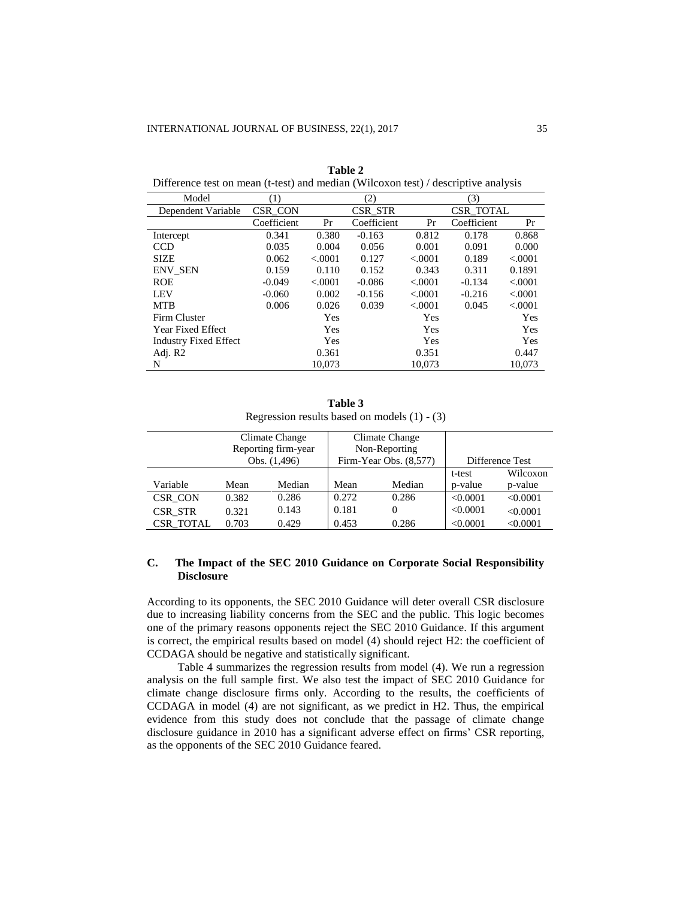**Table 2**

Difference test on mean (t-test) and median (Wilcoxon test) / descriptive analysis

| Model | (1) | | (2) | | (3) | |
|---|---|---|---|---|---|---|
| Dependent Variable | CSR_CON | | CSR_STR | | CSR_TOTAL | |
| | Coefficient | Pr | Coefficient | Pr | Coefficient | Pr |
| Intercept | 0.341 | 0.380 | -0.163 | 0.812 | 0.178 | 0.868 |
| CCD | 0.035 | 0.004 | 0.056 | 0.001 | 0.091 | 0.000 |
| SIZE | 0.062 | <.0001 | 0.127 | <.0001 | 0.189 | <.0001 |
| ENV_SEN | 0.159 | 0.110 | 0.152 | 0.343 | 0.311 | 0.1891 |
| ROE | -0.049 | <.0001 | -0.086 | <.0001 | -0.134 | <.0001 |
| LEV | -0.060 | 0.002 | -0.156 | <.0001 | -0.216 | <.0001 |
| MTB | 0.006 | 0.026 | 0.039 | <.0001 | 0.045 | <.0001 |
| Firm Cluster | | Yes | | Yes | | Yes |
| Year Fixed Effect | | Yes | | Yes | | Yes |
| Industry Fixed Effect | | Yes | | Yes | | Yes |
| Adj. R2 | | 0.361 | | 0.351 | | 0.447 |
| N | | 10,073 | | 10,073 | | 10,073 |

**Table 3**

Regression results based on models (1) - (3)

| | Climate Change Reporting firm-year Obs. (1,496) | | Climate Change Non-Reporting Firm-Year Obs. (8,577) | | Difference Test | |
|---|---|---|---|---|---|---|
| Variable | Mean | Median | Mean | Median | t-test p-value | Wilcoxon p-value |
| CSR_CON | 0.382 | 0.286 | 0.272 | 0.286 | <0.0001 | <0.0001 |
| CSR_STR | 0.321 | 0.143 | 0.181 | 0 | <0.0001 | <0.0001 |
| CSR_TOTAL | 0.703 | 0.429 | 0.453 | 0.286 | <0.0001 | <0.0001 |

### C. The Impact of the SEC 2010 Guidance on Corporate Social Responsibility Disclosure

According to its opponents, the SEC 2010 Guidance will deter overall CSR disclosure due to increasing liability concerns from the SEC and the public. This logic becomes one of the primary reasons opponents reject the SEC 2010 Guidance. If this argument is correct, the empirical results based on model (4) should reject H2: the coefficient of CCDAGA should be negative and statistically significant.

Table 4 summarizes the regression results from model (4). We run a regression analysis on the full sample first. We also test the impact of SEC 2010 Guidance for climate change disclosure firms only. According to the results, the coefficients of CCDAGA in model (4) are not significant, as we predict in H2. Thus, the empirical evidence from this study does not conclude that the passage of climate change disclosure guidance in 2010 has a significant adverse effect on firms' CSR reporting, as the opponents of the SEC 2010 Guidance feared.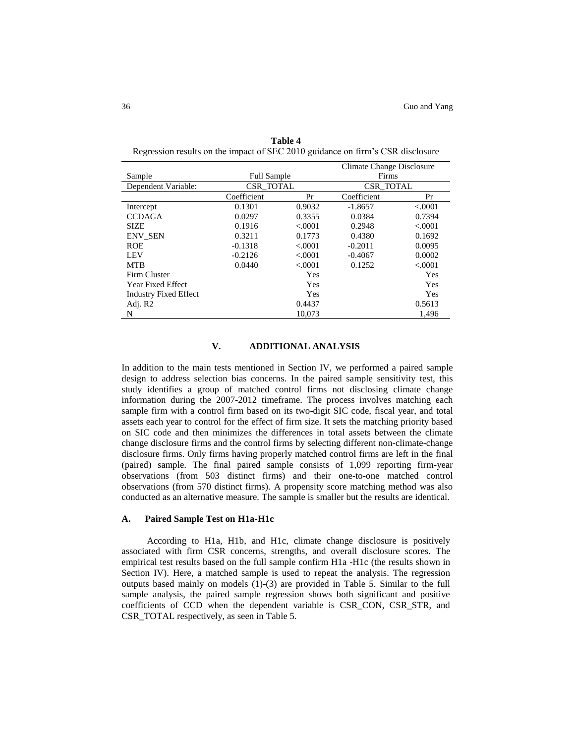**Table 4**
Regression results on the impact of SEC 2010 guidance on firm's CSR disclosure

| Sample | Full Sample | | Climate Change Disclosure Firms | |
|---|---|---|---|---|
| Dependent Variable: | CSR_TOTAL | | CSR_TOTAL | |
| | Coefficient | Pr | Coefficient | Pr |
| Intercept | 0.1301 | 0.9032 | -1.8657 | <.0001 |
| CCDAGA | 0.0297 | 0.3355 | 0.0384 | 0.7394 |
| SIZE | 0.1916 | <.0001 | 0.2948 | <.0001 |
| ENV_SEN | 0.3211 | 0.1773 | 0.4380 | 0.1692 |
| ROE | -0.1318 | <.0001 | -0.2011 | 0.0095 |
| LEV | -0.2126 | <.0001 | -0.4067 | 0.0002 |
| MTB | 0.0440 | <.0001 | 0.1252 | <.0001 |
| Firm Cluster | | Yes | | Yes |
| Year Fixed Effect | | Yes | | Yes |
| Industry Fixed Effect | | Yes | | Yes |
| Adj. R2 | | 0.4437 | | 0.5613 |
| N | | 10,073 | | 1,496 |

## V. ADDITIONAL ANALYSIS

In addition to the main tests mentioned in Section IV, we performed a paired sample design to address selection bias concerns. In the paired sample sensitivity test, this study identifies a group of matched control firms not disclosing climate change information during the 2007-2012 timeframe. The process involves matching each sample firm with a control firm based on its two-digit SIC code, fiscal year, and total assets each year to control for the effect of firm size. It sets the matching priority based on SIC code and then minimizes the differences in total assets between the climate change disclosure firms and the control firms by selecting different non-climate-change disclosure firms. Only firms having properly matched control firms are left in the final (paired) sample. The final paired sample consists of 1,099 reporting firm-year observations (from 503 distinct firms) and their one-to-one matched control observations (from 570 distinct firms). A propensity score matching method was also conducted as an alternative measure. The sample is smaller but the results are identical.

### A. Paired Sample Test on H1a-H1c

According to H1a, H1b, and H1c, climate change disclosure is positively associated with firm CSR concerns, strengths, and overall disclosure scores. The empirical test results based on the full sample confirm H1a -H1c (the results shown in Section IV). Here, a matched sample is used to repeat the analysis. The regression outputs based mainly on models (1)-(3) are provided in Table 5. Similar to the full sample analysis, the paired sample regression shows both significant and positive coefficients of CCD when the dependent variable is CSR_CON, CSR_STR, and CSR_TOTAL respectively, as seen in Table 5.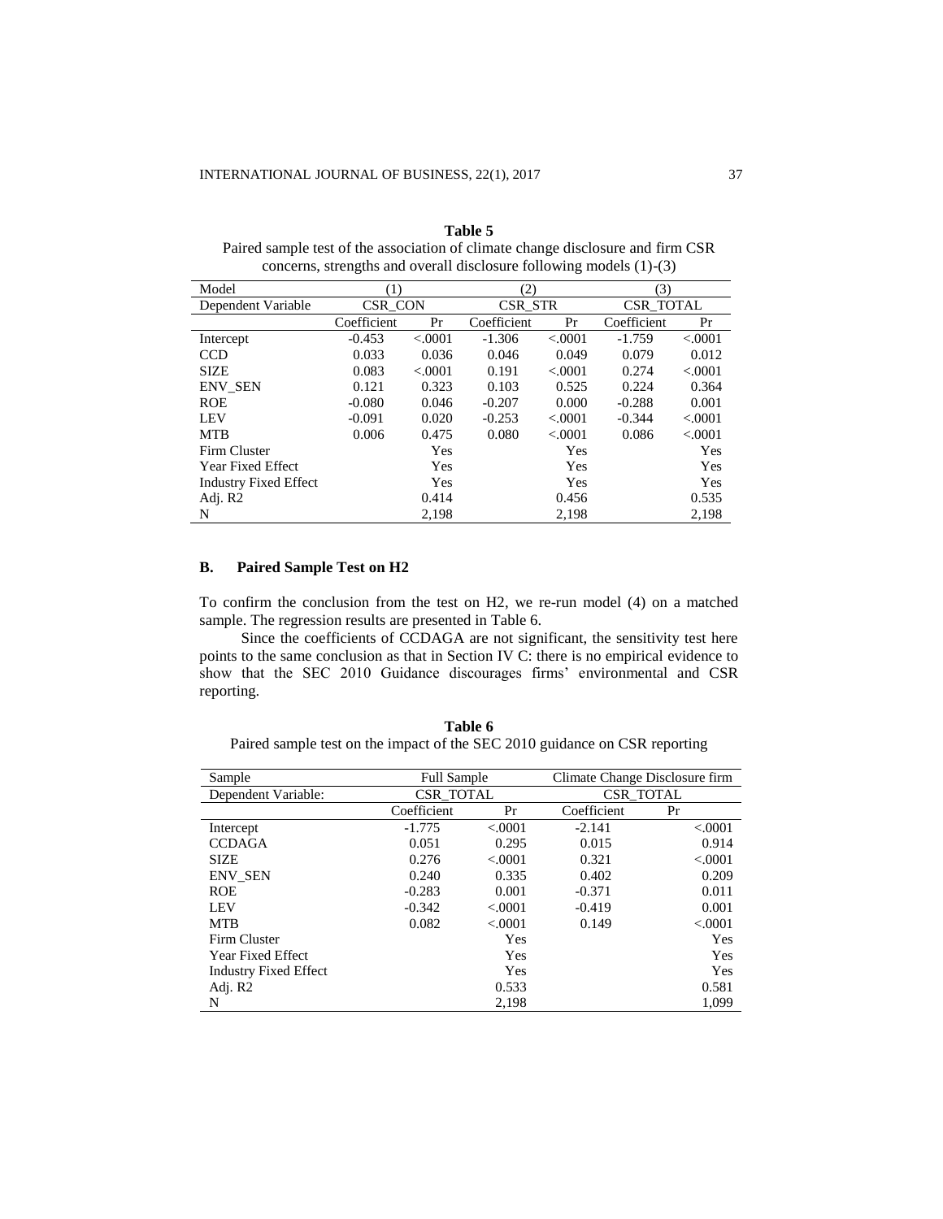**Table 5**

Paired sample test of the association of climate change disclosure and firm CSR concerns, strengths and overall disclosure following models (1)-(3)

| Model | (1) | | (2) | | (3) | |
|---|---|---|---|---|---|---|
| Dependent Variable | CSR_CON | | CSR_STR | | CSR_TOTAL | |
| | Coefficient | Pr | Coefficient | Pr | Coefficient | Pr |
| Intercept | -0.453 | <.0001 | -1.306 | <.0001 | -1.759 | <.0001 |
| CCD | 0.033 | 0.036 | 0.046 | 0.049 | 0.079 | 0.012 |
| SIZE | 0.083 | <.0001 | 0.191 | <.0001 | 0.274 | <.0001 |
| ENV_SEN | 0.121 | 0.323 | 0.103 | 0.525 | 0.224 | 0.364 |
| ROE | -0.080 | 0.046 | -0.207 | 0.000 | -0.288 | 0.001 |
| LEV | -0.091 | 0.020 | -0.253 | <.0001 | -0.344 | <.0001 |
| MTB | 0.006 | 0.475 | 0.080 | <.0001 | 0.086 | <.0001 |
| Firm Cluster | | Yes | | Yes | | Yes |
| Year Fixed Effect | | Yes | | Yes | | Yes |
| Industry Fixed Effect | | Yes | | Yes | | Yes |
| Adj. R2 | | 0.414 | | 0.456 | | 0.535 |
| N | | 2,198 | | 2,198 | | 2,198 |

## B. Paired Sample Test on H2

To confirm the conclusion from the test on H2, we re-run model (4) on a matched sample. The regression results are presented in Table 6.

Since the coefficients of CCDAGA are not significant, the sensitivity test here points to the same conclusion as that in Section IV C: there is no empirical evidence to show that the SEC 2010 Guidance discourages firms' environmental and CSR reporting.

**Table 6**

Paired sample test on the impact of the SEC 2010 guidance on CSR reporting

| Sample | Full Sample | | Climate Change Disclosure firm | |
|---|---|---|---|---|
| Dependent Variable: | CSR_TOTAL | | CSR_TOTAL | |
| | Coefficient | Pr | Coefficient | Pr |
| Intercept | -1.775 | <.0001 | -2.141 | <.0001 |
| CCDAGA | 0.051 | 0.295 | 0.015 | 0.914 |
| SIZE | 0.276 | <.0001 | 0.321 | <.0001 |
| ENV_SEN | 0.240 | 0.335 | 0.402 | 0.209 |
| ROE | -0.283 | 0.001 | -0.371 | 0.011 |
| LEV | -0.342 | <.0001 | -0.419 | 0.001 |
| MTB | 0.082 | <.0001 | 0.149 | <.0001 |
| Firm Cluster | | Yes | | Yes |
| Year Fixed Effect | | Yes | | Yes |
| Industry Fixed Effect | | Yes | | Yes |
| Adj. R2 | | 0.533 | | 0.581 |
| N | | 2,198 | | 1,099 |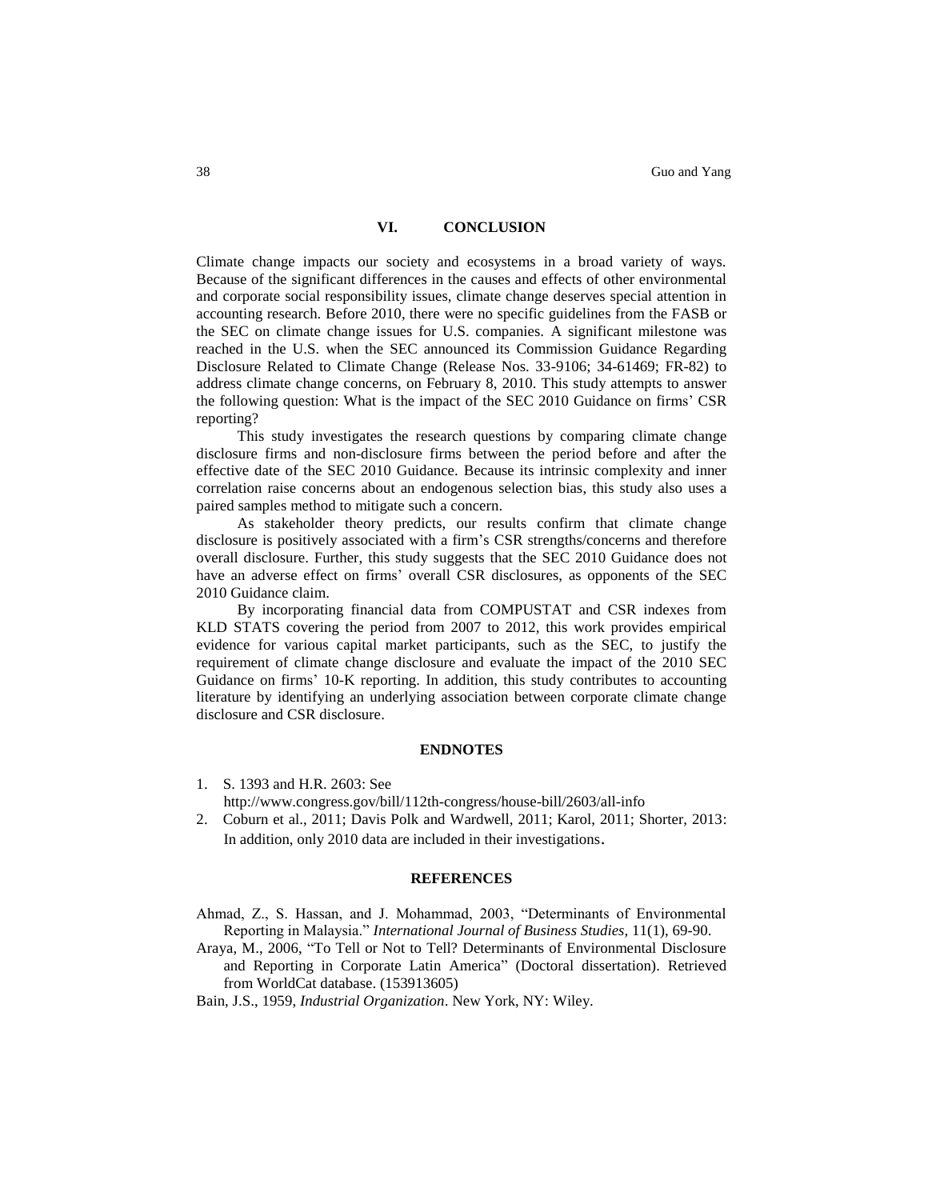## VI. CONCLUSION

Climate change impacts our society and ecosystems in a broad variety of ways. Because of the significant differences in the causes and effects of other environmental and corporate social responsibility issues, climate change deserves special attention in accounting research. Before 2010, there were no specific guidelines from the FASB or the SEC on climate change issues for U.S. companies. A significant milestone was reached in the U.S. when the SEC announced its Commission Guidance Regarding Disclosure Related to Climate Change (Release Nos. 33-9106; 34-61469; FR-82) to address climate change concerns, on February 8, 2010. This study attempts to answer the following question: What is the impact of the SEC 2010 Guidance on firms' CSR reporting?

This study investigates the research questions by comparing climate change disclosure firms and non-disclosure firms between the period before and after the effective date of the SEC 2010 Guidance. Because its intrinsic complexity and inner correlation raise concerns about an endogenous selection bias, this study also uses a paired samples method to mitigate such a concern.

As stakeholder theory predicts, our results confirm that climate change disclosure is positively associated with a firm's CSR strengths/concerns and therefore overall disclosure. Further, this study suggests that the SEC 2010 Guidance does not have an adverse effect on firms' overall CSR disclosures, as opponents of the SEC 2010 Guidance claim.

By incorporating financial data from COMPUSTAT and CSR indexes from KLD STATS covering the period from 2007 to 2012, this work provides empirical evidence for various capital market participants, such as the SEC, to justify the requirement of climate change disclosure and evaluate the impact of the 2010 SEC Guidance on firms' 10-K reporting. In addition, this study contributes to accounting literature by identifying an underlying association between corporate climate change disclosure and CSR disclosure.

## ENDNOTES

1. S. 1393 and H.R. 2603: See http://www.congress.gov/bill/112th-congress/house-bill/2603/all-info
2. Coburn et al., 2011; Davis Polk and Wardwell, 2011; Karol, 2011; Shorter, 2013: In addition, only 2010 data are included in their investigations.

## REFERENCES

Ahmad, Z., S. Hassan, and J. Mohammad, 2003, "Determinants of Environmental Reporting in Malaysia." *International Journal of Business Studies*, 11(1), 69-90.

Araya, M., 2006, "To Tell or Not to Tell? Determinants of Environmental Disclosure and Reporting in Corporate Latin America" (Doctoral dissertation). Retrieved from WorldCat database. (153913605)

Bain, J.S., 1959, *Industrial Organization*. New York, NY: Wiley.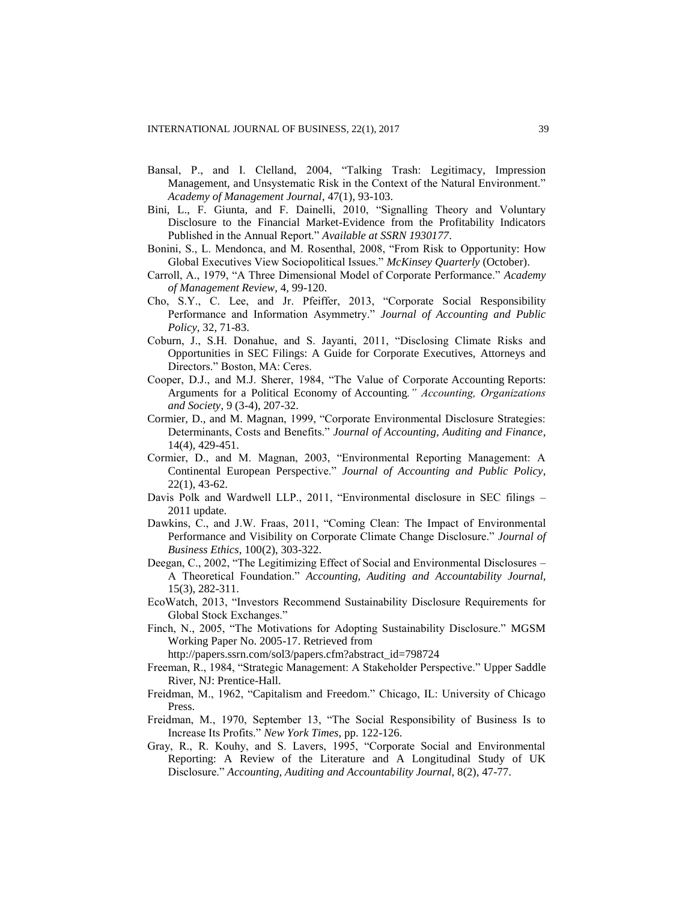Bansal, P., and I. Clelland, 2004, "Talking Trash: Legitimacy, Impression Management, and Unsystematic Risk in the Context of the Natural Environment." *Academy of Management Journal*, 47(1), 93-103.

Bini, L., F. Giunta, and F. Dainelli, 2010, "Signalling Theory and Voluntary Disclosure to the Financial Market-Evidence from the Profitability Indicators Published in the Annual Report." *Available at SSRN 1930177*.

Bonini, S., L. Mendonca, and M. Rosenthal, 2008, "From Risk to Opportunity: How Global Executives View Sociopolitical Issues." *McKinsey Quarterly* (October).

Carroll, A., 1979, "A Three Dimensional Model of Corporate Performance." *Academy of Management Review*, 4, 99-120.

Cho, S.Y., C. Lee, and Jr. Pfeiffer, 2013, "Corporate Social Responsibility Performance and Information Asymmetry." *Journal of Accounting and Public Policy*, 32, 71-83.

Coburn, J., S.H. Donahue, and S. Jayanti, 2011, "Disclosing Climate Risks and Opportunities in SEC Filings: A Guide for Corporate Executives, Attorneys and Directors." Boston, MA: Ceres.

Cooper, D.J., and M.J. Sherer, 1984, "The Value of Corporate Accounting Reports: Arguments for a Political Economy of Accounting*." Accounting, Organizations and Society*, 9 (3-4), 207-32.

Cormier, D., and M. Magnan, 1999, "Corporate Environmental Disclosure Strategies: Determinants, Costs and Benefits." *Journal of Accounting, Auditing and Finance*, 14(4), 429-451.

Cormier, D., and M. Magnan, 2003, "Environmental Reporting Management: A Continental European Perspective." *Journal of Accounting and Public Policy*, 22(1), 43-62.

Davis Polk and Wardwell LLP., 2011, "Environmental disclosure in SEC filings – 2011 update.

Dawkins, C., and J.W. Fraas, 2011, "Coming Clean: The Impact of Environmental Performance and Visibility on Corporate Climate Change Disclosure." *Journal of Business Ethics*, 100(2), 303-322.

Deegan, C., 2002, "The Legitimizing Effect of Social and Environmental Disclosures – A Theoretical Foundation." *Accounting, Auditing and Accountability Journal*, 15(3), 282-311.

EcoWatch, 2013, "Investors Recommend Sustainability Disclosure Requirements for Global Stock Exchanges."

Finch, N., 2005, "The Motivations for Adopting Sustainability Disclosure." MGSM Working Paper No. 2005-17. Retrieved from http://papers.ssrn.com/sol3/papers.cfm?abstract_id=798724

Freeman, R., 1984, "Strategic Management: A Stakeholder Perspective." Upper Saddle River, NJ: Prentice-Hall.

Freidman, M., 1962, "Capitalism and Freedom." Chicago, IL: University of Chicago Press.

Freidman, M., 1970, September 13, "The Social Responsibility of Business Is to Increase Its Profits." *New York Times*, pp. 122-126.

Gray, R., R. Kouhy, and S. Lavers, 1995, "Corporate Social and Environmental Reporting: A Review of the Literature and A Longitudinal Study of UK Disclosure." *Accounting, Auditing and Accountability Journal*, 8(2), 47-77.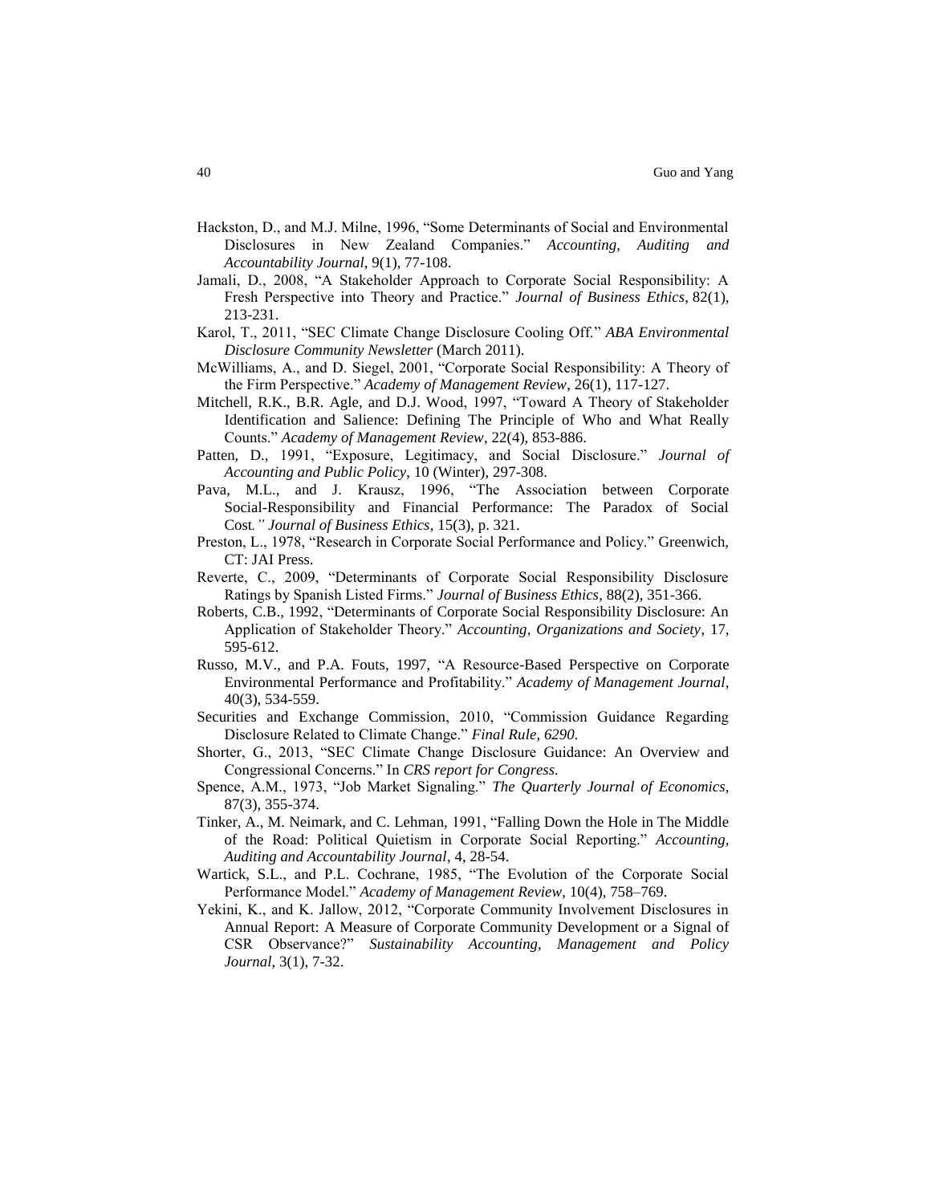Hackston, D., and M.J. Milne, 1996, "Some Determinants of Social and Environmental Disclosures in New Zealand Companies." *Accounting, Auditing and Accountability Journal*, 9(1), 77-108.

Jamali, D., 2008, "A Stakeholder Approach to Corporate Social Responsibility: A Fresh Perspective into Theory and Practice." *Journal of Business Ethics*, 82(1), 213-231.

Karol, T., 2011, "SEC Climate Change Disclosure Cooling Off." *ABA Environmental Disclosure Community Newsletter* (March 2011).

McWilliams, A., and D. Siegel, 2001, "Corporate Social Responsibility: A Theory of the Firm Perspective." *Academy of Management Review*, 26(1), 117-127.

Mitchell, R.K., B.R. Agle, and D.J. Wood, 1997, "Toward A Theory of Stakeholder Identification and Salience: Defining The Principle of Who and What Really Counts." *Academy of Management Review*, 22(4), 853-886.

Patten, D., 1991, "Exposure, Legitimacy, and Social Disclosure." *Journal of Accounting and Public Policy*, 10 (Winter), 297-308.

Pava, M.L., and J. Krausz, 1996, "The Association between Corporate Social-Responsibility and Financial Performance: The Paradox of Social Cost*." Journal of Business Ethics*, 15(3), p. 321.

Preston, L., 1978, "Research in Corporate Social Performance and Policy." Greenwich, CT: JAI Press.

Reverte, C., 2009, "Determinants of Corporate Social Responsibility Disclosure Ratings by Spanish Listed Firms." *Journal of Business Ethics*, 88(2), 351-366.

Roberts, C.B., 1992, "Determinants of Corporate Social Responsibility Disclosure: An Application of Stakeholder Theory." *Accounting, Organizations and Society*, 17, 595-612.

Russo, M.V., and P.A. Fouts, 1997, "A Resource-Based Perspective on Corporate Environmental Performance and Profitability." *Academy of Management Journal*, 40(3), 534-559.

Securities and Exchange Commission, 2010, "Commission Guidance Regarding Disclosure Related to Climate Change." *Final Rule, 6290*.

Shorter, G., 2013, "SEC Climate Change Disclosure Guidance: An Overview and Congressional Concerns." In *CRS report for Congress.*

Spence, A.M., 1973, "Job Market Signaling." *The Quarterly Journal of Economics*, 87(3), 355-374.

Tinker, A., M. Neimark, and C. Lehman, 1991, "Falling Down the Hole in The Middle of the Road: Political Quietism in Corporate Social Reporting." *Accounting, Auditing and Accountability Journal*, 4, 28-54.

Wartick, S.L., and P.L. Cochrane, 1985, "The Evolution of the Corporate Social Performance Model." *Academy of Management Review*, 10(4), 758–769.

Yekini, K., and K. Jallow, 2012, "Corporate Community Involvement Disclosures in Annual Report: A Measure of Corporate Community Development or a Signal of CSR Observance?" *Sustainability Accounting, Management and Policy Journal*, 3(1), 7-32.